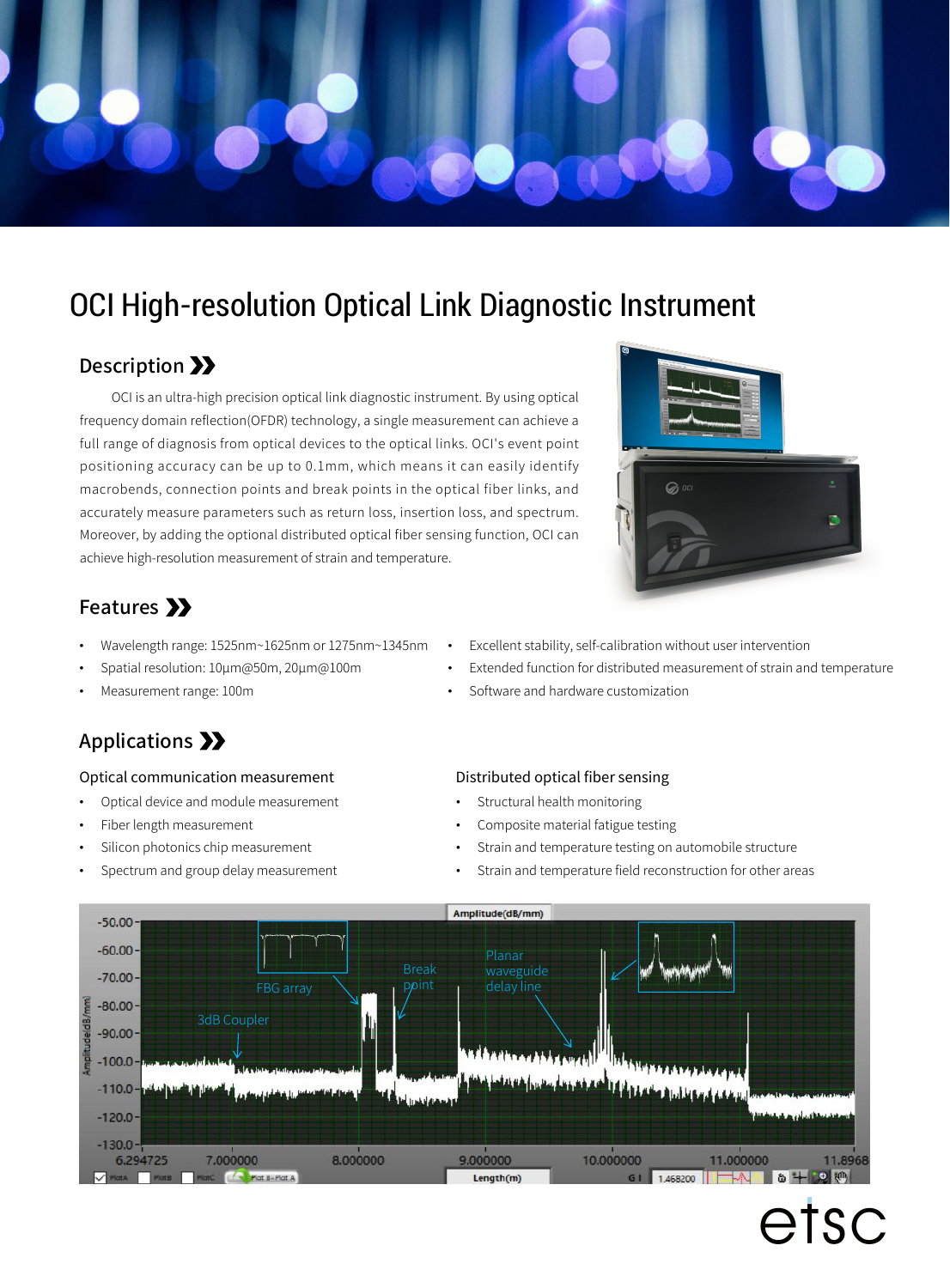# OCI High-resolution Optical Link Diagnostic Instrument

## Description

OCI is an ultra-high precision optical link diagnostic instrument. By using optical frequency domain reflection(OFDR) technology, a single measurement can achieve a full range of diagnosis from optical devices to the optical links. OCI's event point positioning accuracy can be up to 0.1mm, which means it can easily identify macrobends, connection points and break points in the optical fiber links, and accurately measure parameters such as return loss, insertion loss, and spectrum. Moreover, by adding the optional distributed optical fiber sensing function, OCI can achieve high-resolution measurement of strain and temperature.

## Features

- Wavelength range: 1525nm~1625nm or 1275nm~1345nm
- Spatial resolution: 10μm@50m, 20μm@100m
- Measurement range: 100m
- Excellent stability, self-calibration without user intervention
- Extended function for distributed measurement of strain and temperature
- Software and hardware customization

## Applications

### Optical communication measurement

- Optical device and module measurement
- Fiber length measurement
- Silicon photonics chip measurement
- Spectrum and group delay measurement

### Distributed optical fiber sensing

- Structural health monitoring
- Composite material fatigue testing
- Strain and temperature testing on automobile structure
- Strain and temperature field reconstruction for other areas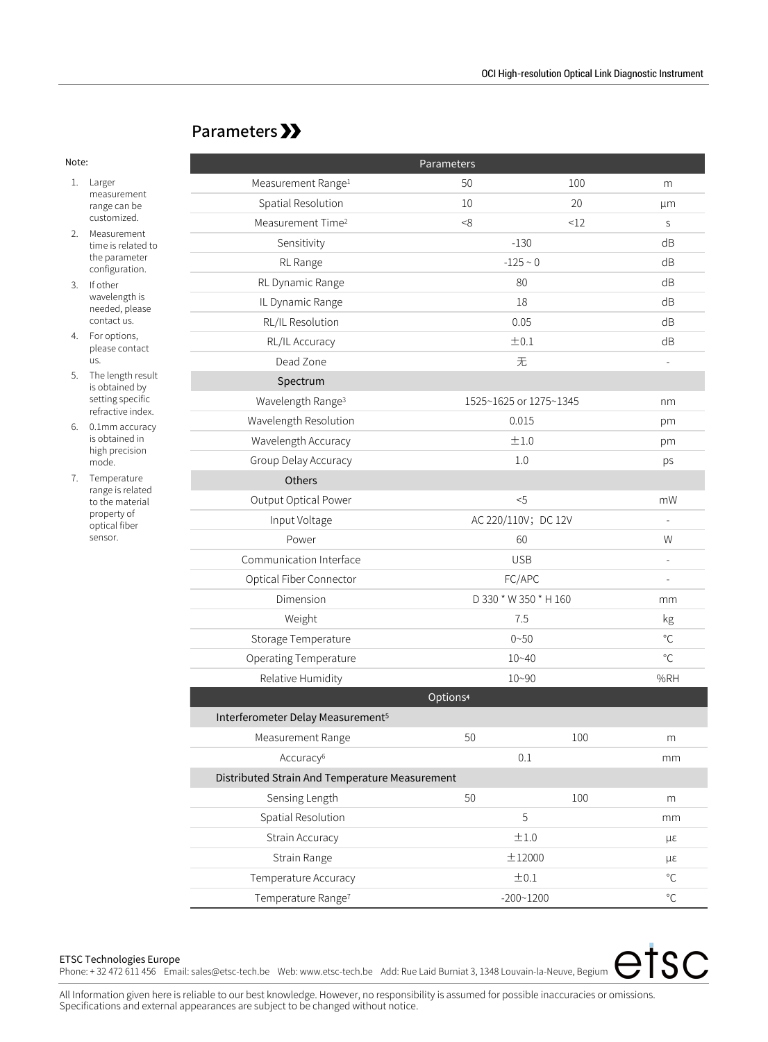## Parameters

Note:

1. Larger measurement range can be customized.
2. Measurement time is related to the parameter configuration.
3. If other wavelength is needed, please contact us.
4. For options, please contact us.
5. The length result is obtained by setting specific refractive index.
6. 0.1mm accuracy is obtained in high precision mode.
7. Temperature range is related to the material property of optical fiber sensor.

| Parameters | | | |
|---|---|---|---|
| Measurement Range[1] | 50 | 100 | m |
| Spatial Resolution | 10 | 20 | μm |
| Measurement Time[2] | <8 | <12 | s |
| Sensitivity | -130 | | dB |
| RL Range | -125 ~ 0 | | dB |
| RL Dynamic Range | 80 | | dB |
| IL Dynamic Range | 18 | | dB |
| RL/IL Resolution | 0.05 | | dB |
| RL/IL Accuracy | ±0.1 | | dB |
| Dead Zone | 无 | | - |
| **Spectrum** | | | |
| Wavelength Range[3] | 1525~1625 or 1275~1345 | | nm |
| Wavelength Resolution | 0.015 | | pm |
| Wavelength Accuracy | ±1.0 | | pm |
| Group Delay Accuracy | 1.0 | | ps |
| **Others** | | | |
| Output Optical Power | <5 | | mW |
| Input Voltage | AC 220/110V；DC 12V | | - |
| Power | 60 | | W |
| Communication Interface | USB | | - |
| Optical Fiber Connector | FC/APC | | - |
| Dimension | D 330 * W 350 * H 160 | | mm |
| Weight | 7.5 | | kg |
| Storage Temperature | 0~50 | | ℃ |
| Operating Temperature | 10~40 | | ℃ |
| Relative Humidity | 10~90 | | %RH |

| Options[4] | | | |
|---|---|---|---|
| **Interferometer Delay Measurement[5]** | | | |
| Measurement Range | 50 | 100 | m |
| Accuracy[6] | 0.1 | | mm |
| **Distributed Strain And Temperature Measurement** | | | |
| Sensing Length | 50 | 100 | m |
| Spatial Resolution | 5 | | mm |
| Strain Accuracy | ±1.0 | | με |
| Strain Range | ±12000 | | με |
| Temperature Accuracy | ±0.1 | | ℃ |
| Temperature Range[7] | -200~1200 | | ℃ |

ETSC Technologies Europe
Phone: + 32 472 611 456 Email: sales@etsc-tech.be Web: www.etsc-tech.be Add: Rue Laid Burniat 3, 1348 Louvain-la-Neuve, Begium

All Information given here is reliable to our best knowledge. However, no responsibility is assumed for possible inaccuracies or omissions. Specifications and external appearances are subject to be changed without notice.